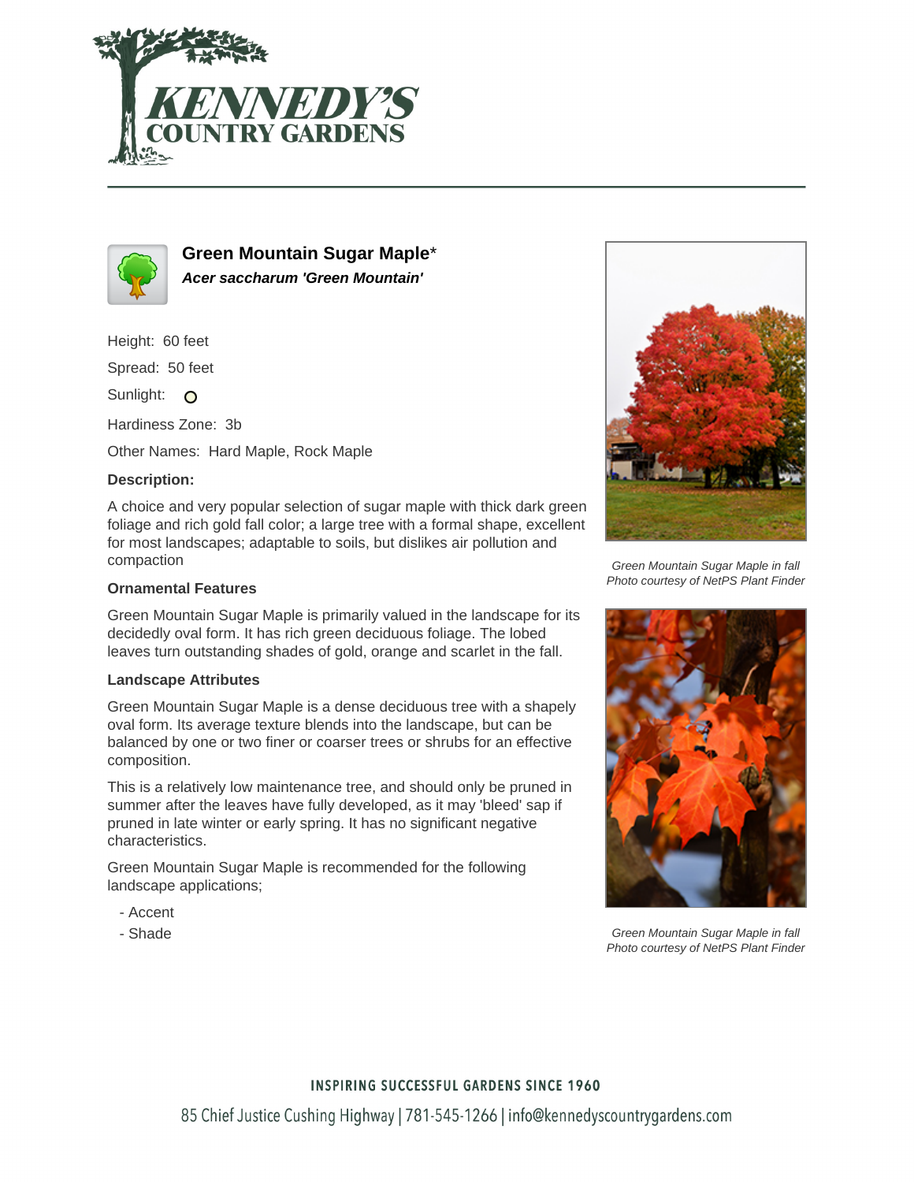# Green Mountain Sugar Maple*

***Acer saccharum 'Green Mountain'***

Height: 60 feet

Spread: 50 feet

Sunlight: O

Hardiness Zone: 3b

Other Names: Hard Maple, Rock Maple

### Description:

A choice and very popular selection of sugar maple with thick dark green foliage and rich gold fall color; a large tree with a formal shape, excellent for most landscapes; adaptable to soils, but dislikes air pollution and compaction

### Ornamental Features

Green Mountain Sugar Maple is primarily valued in the landscape for its decidedly oval form. It has rich green deciduous foliage. The lobed leaves turn outstanding shades of gold, orange and scarlet in the fall.

### Landscape Attributes

Green Mountain Sugar Maple is a dense deciduous tree with a shapely oval form. Its average texture blends into the landscape, but can be balanced by one or two finer or coarser trees or shrubs for an effective composition.

This is a relatively low maintenance tree, and should only be pruned in summer after the leaves have fully developed, as it may 'bleed' sap if pruned in late winter or early spring. It has no significant negative characteristics.

Green Mountain Sugar Maple is recommended for the following landscape applications;

- Accent
- Shade

*Green Mountain Sugar Maple in fall*
*Photo courtesy of NetPS Plant Finder*

*Green Mountain Sugar Maple in fall*
*Photo courtesy of NetPS Plant Finder*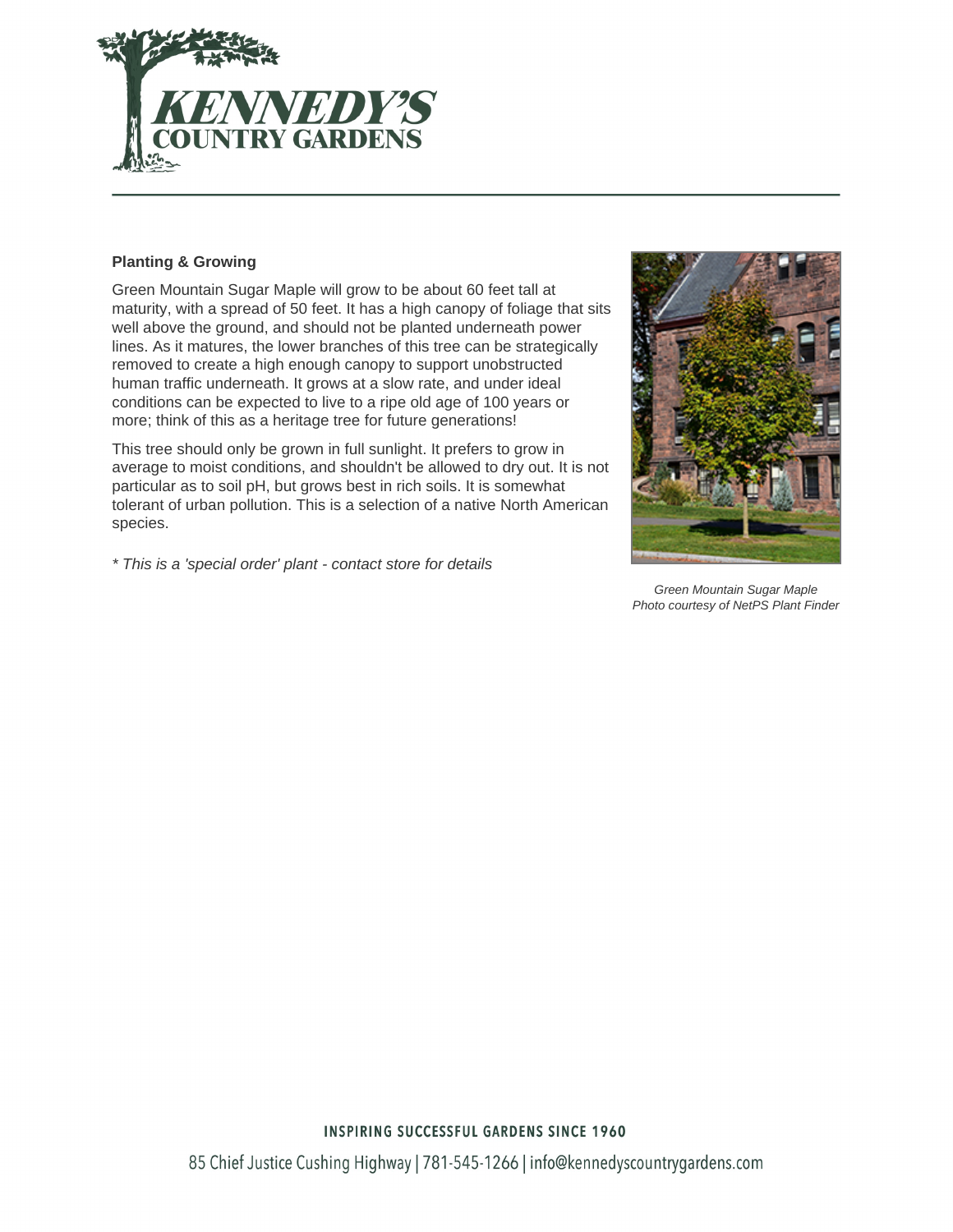**Planting & Growing**

Green Mountain Sugar Maple will grow to be about 60 feet tall at maturity, with a spread of 50 feet. It has a high canopy of foliage that sits well above the ground, and should not be planted underneath power lines. As it matures, the lower branches of this tree can be strategically removed to create a high enough canopy to support unobstructed human traffic underneath. It grows at a slow rate, and under ideal conditions can be expected to live to a ripe old age of 100 years or more; think of this as a heritage tree for future generations!

This tree should only be grown in full sunlight. It prefers to grow in average to moist conditions, and shouldn't be allowed to dry out. It is not particular as to soil pH, but grows best in rich soils. It is somewhat tolerant of urban pollution. This is a selection of a native North American species.

*\* This is a 'special order' plant - contact store for details*

*Green Mountain Sugar Maple*
*Photo courtesy of NetPS Plant Finder*